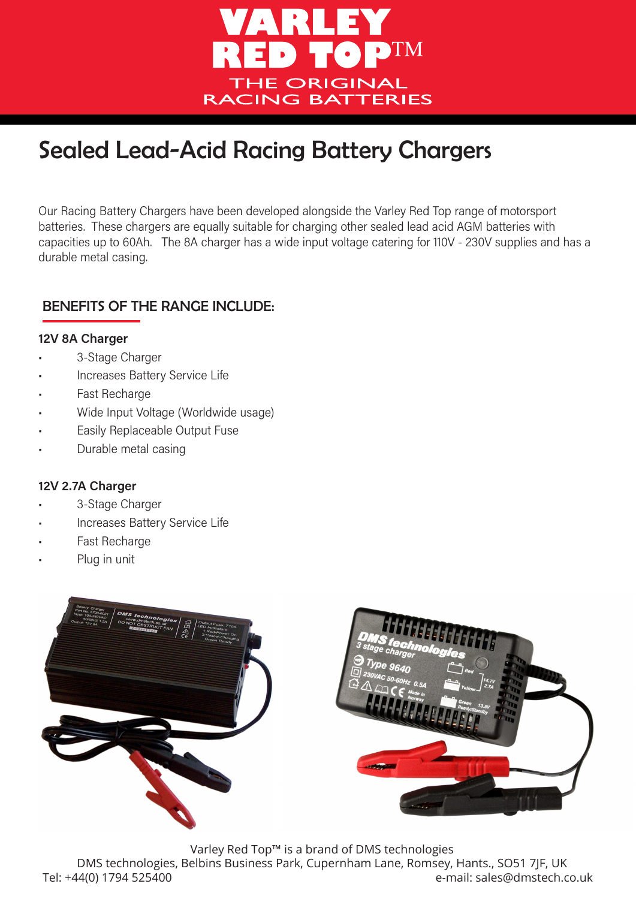# VARLEY RED TOP™

THE ORIGINAL RACING BATTERIES

## Sealed Lead-Acid Racing Battery Chargers

Our Racing Battery Chargers have been developed alongside the Varley Red Top range of motorsport batteries. These chargers are equally suitable for charging other sealed lead acid AGM batteries with capacities up to 60Ah. The 8A charger has a wide input voltage catering for 110V - 230V supplies and has a durable metal casing.

### BENEFITS OF THE RANGE INCLUDE:

**12V 8A Charger**

- 3-Stage Charger
- Increases Battery Service Life
- Fast Recharge
- Wide Input Voltage (Worldwide usage)
- Easily Replaceable Output Fuse
- Durable metal casing

**12V 2.7A Charger**

- 3-Stage Charger
- Increases Battery Service Life
- Fast Recharge
- Plug in unit

Varley Red Top™ is a brand of DMS technologies
DMS technologies, Belbins Business Park, Cupernham Lane, Romsey, Hants., SO51 7JF, UK
Tel: +44(0) 1794 525400 e-mail: sales@dmstech.co.uk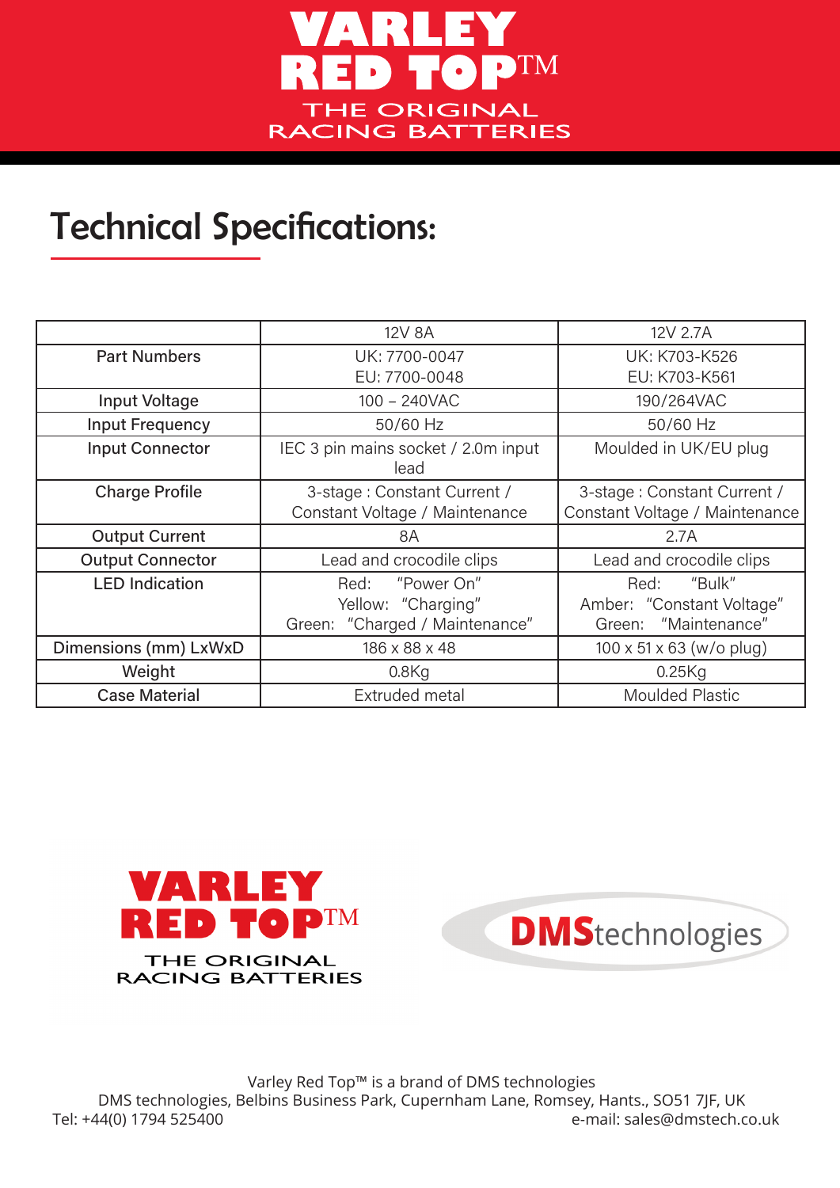VARLEY
RED TOP™
THE ORIGINAL
RACING BATTERIES

# Technical Specifications:

| | 12V 8A | 12V 2.7A |
|---|---|---|
| Part Numbers | UK: 7700-0047<br>EU: 7700-0048 | UK: K703-K526<br>EU: K703-K561 |
| Input Voltage | 100 – 240VAC | 190/264VAC |
| Input Frequency | 50/60 Hz | 50/60 Hz |
| Input Connector | IEC 3 pin mains socket / 2.0m input lead | Moulded in UK/EU plug |
| Charge Profile | 3-stage : Constant Current / Constant Voltage / Maintenance | 3-stage : Constant Current / Constant Voltage / Maintenance |
| Output Current | 8A | 2.7A |
| Output Connector | Lead and crocodile clips | Lead and crocodile clips |
| LED Indication | Red: "Power On"<br>Yellow: "Charging"<br>Green: "Charged / Maintenance" | Red: "Bulk"<br>Amber: "Constant Voltage"<br>Green: "Maintenance" |
| Dimensions (mm) LxWxD | 186 x 88 x 48 | 100 x 51 x 63 (w/o plug) |
| Weight | 0.8Kg | 0.25Kg |
| Case Material | Extruded metal | Moulded Plastic |

VARLEY
RED TOP™
THE ORIGINAL
RACING BATTERIES

DMStechnologies

Varley Red Top™ is a brand of DMS technologies
DMS technologies, Belbins Business Park, Cupernham Lane, Romsey, Hants., SO51 7JF, UK
Tel: +44(0) 1794 525400 e-mail: sales@dmstech.co.uk